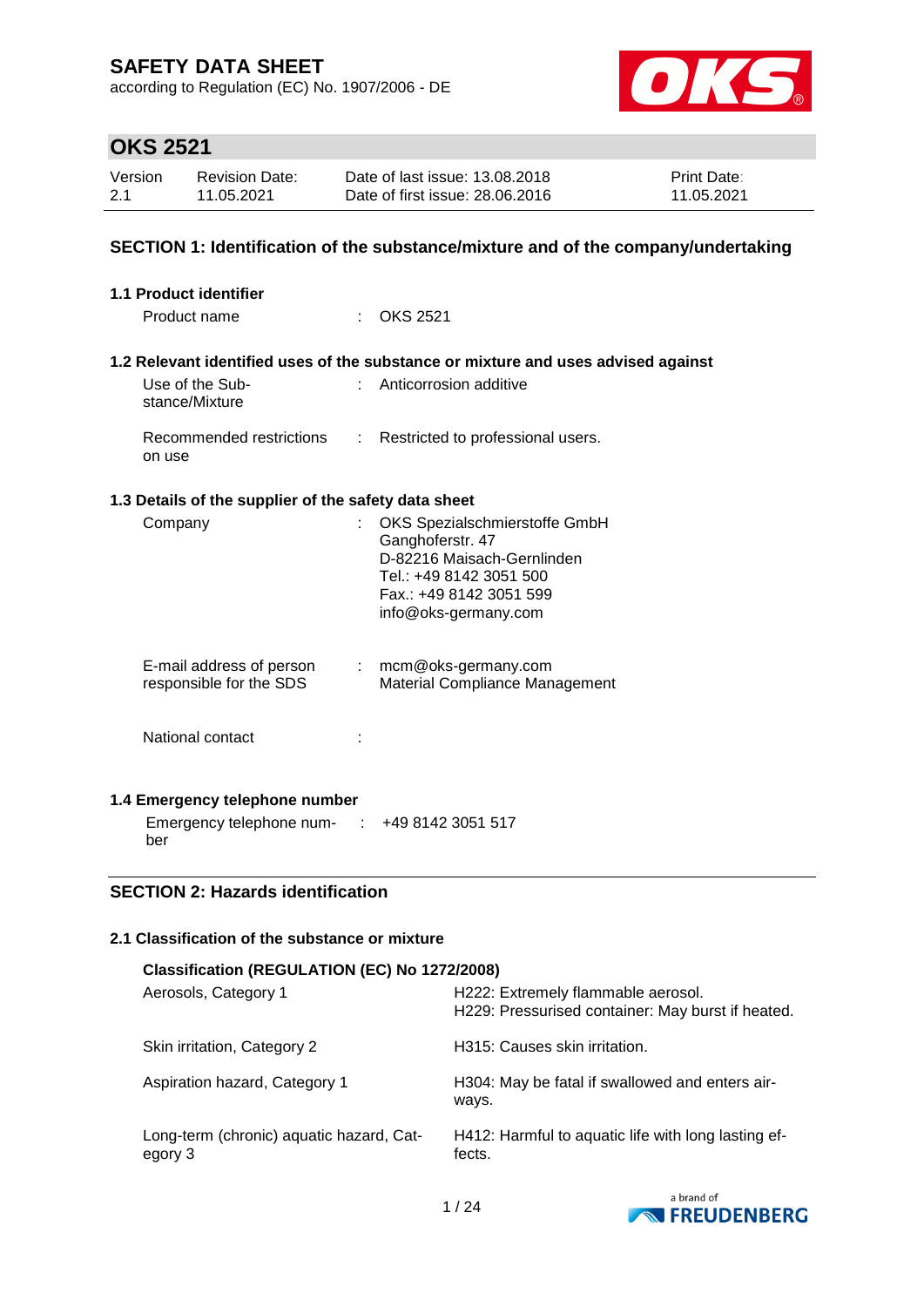# SAFETY DATA SHEET

according to Regulation (EC) No. 1907/2006 - DE

## OKS 2521

| Version | Revision Date: | Date of last issue: 13.08.2018 | Print Date: |
|---|---|---|---|
| 2.1 | 11.05.2021 | Date of first issue: 28.06.2016 | 11.05.2021 |

## SECTION 1: Identification of the substance/mixture and of the company/undertaking

### 1.1 Product identifier

Product name : OKS 2521

### 1.2 Relevant identified uses of the substance or mixture and uses advised against

Use of the Substance/Mixture : Anticorrosion additive

Recommended restrictions on use : Restricted to professional users.

### 1.3 Details of the supplier of the safety data sheet

Company : OKS Spezialschmierstoffe GmbH
Ganghoferstr. 47
D-82216 Maisach-Gernlinden
Tel.: +49 8142 3051 500
Fax.: +49 8142 3051 599
info@oks-germany.com

E-mail address of person responsible for the SDS : mcm@oks-germany.com
Material Compliance Management

National contact :

### 1.4 Emergency telephone number

Emergency telephone number : +49 8142 3051 517

## SECTION 2: Hazards identification

### 2.1 Classification of the substance or mixture

**Classification (REGULATION (EC) No 1272/2008)**

| | |
|---|---|
| Aerosols, Category 1 | H222: Extremely flammable aerosol.<br>H229: Pressurised container: May burst if heated. |
| Skin irritation, Category 2 | H315: Causes skin irritation. |
| Aspiration hazard, Category 1 | H304: May be fatal if swallowed and enters airways. |
| Long-term (chronic) aquatic hazard, Category 3 | H412: Harmful to aquatic life with long lasting effects. |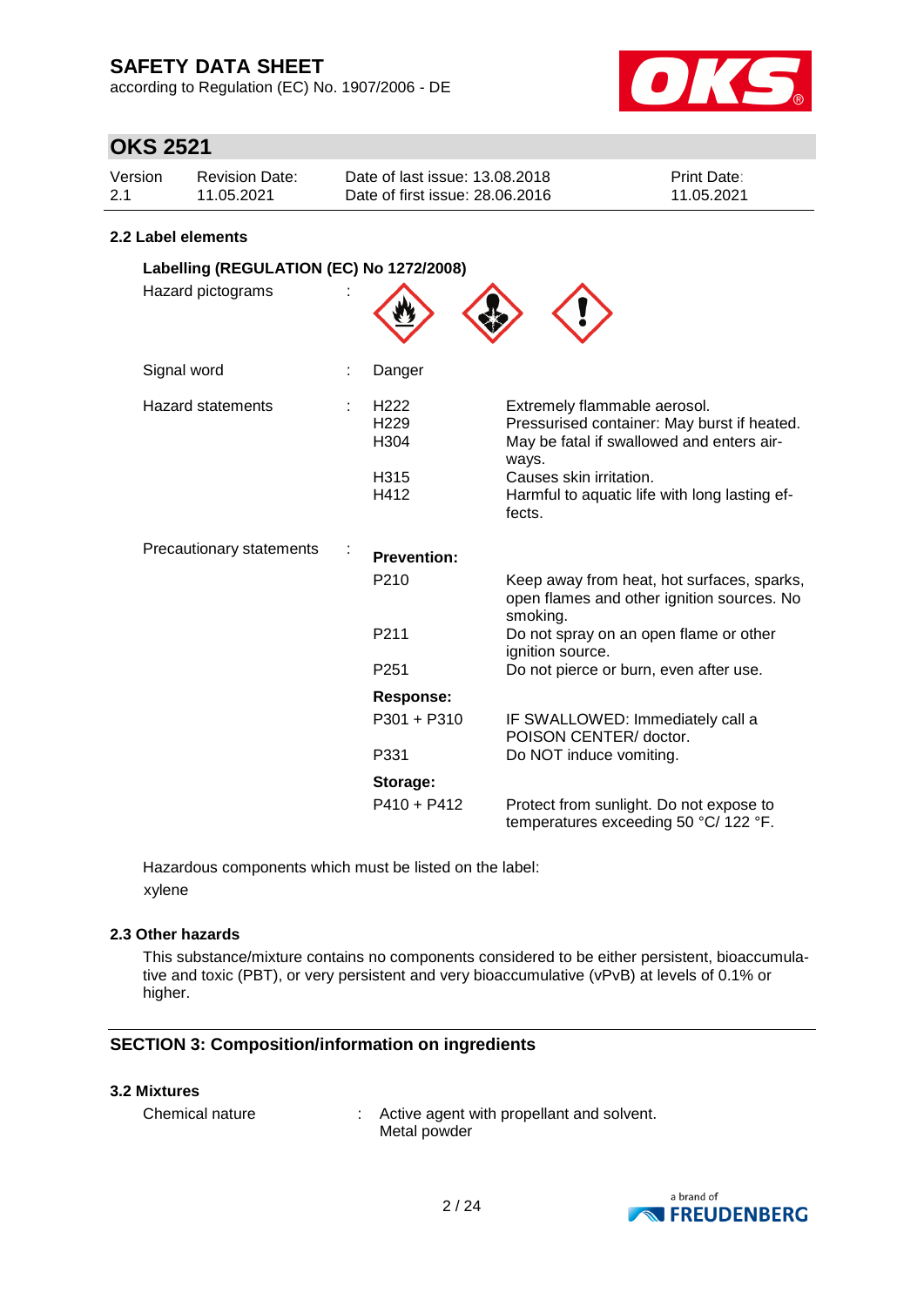## 2.2 Label elements

### Labelling (REGULATION (EC) No 1272/2008)

Hazard pictograms :

| | |
|---|---|
| Signal word | Danger |

**Hazard statements** :

| | |
|---|---|
| H222 | Extremely flammable aerosol. |
| H229 | Pressurised container: May burst if heated. |
| H304 | May be fatal if swallowed and enters airways. |
| H315 | Causes skin irritation. |
| H412 | Harmful to aquatic life with long lasting effects. |

**Precautionary statements** :

**Prevention:**

| | |
|---|---|
| P210 | Keep away from heat, hot surfaces, sparks, open flames and other ignition sources. No smoking. |
| P211 | Do not spray on an open flame or other ignition source. |
| P251 | Do not pierce or burn, even after use. |

**Response:**

| | |
|---|---|
| P301 + P310 | IF SWALLOWED: Immediately call a POISON CENTER/ doctor. |
| P331 | Do NOT induce vomiting. |

**Storage:**

| | |
|---|---|
| P410 + P412 | Protect from sunlight. Do not expose to temperatures exceeding 50 °C/ 122 °F. |

Hazardous components which must be listed on the label:
xylene

## 2.3 Other hazards

This substance/mixture contains no components considered to be either persistent, bioaccumulative and toxic (PBT), or very persistent and very bioaccumulative (vPvB) at levels of 0.1% or higher.

# SECTION 3: Composition/information on ingredients

## 3.2 Mixtures

Chemical nature : Active agent with propellant and solvent.
Metal powder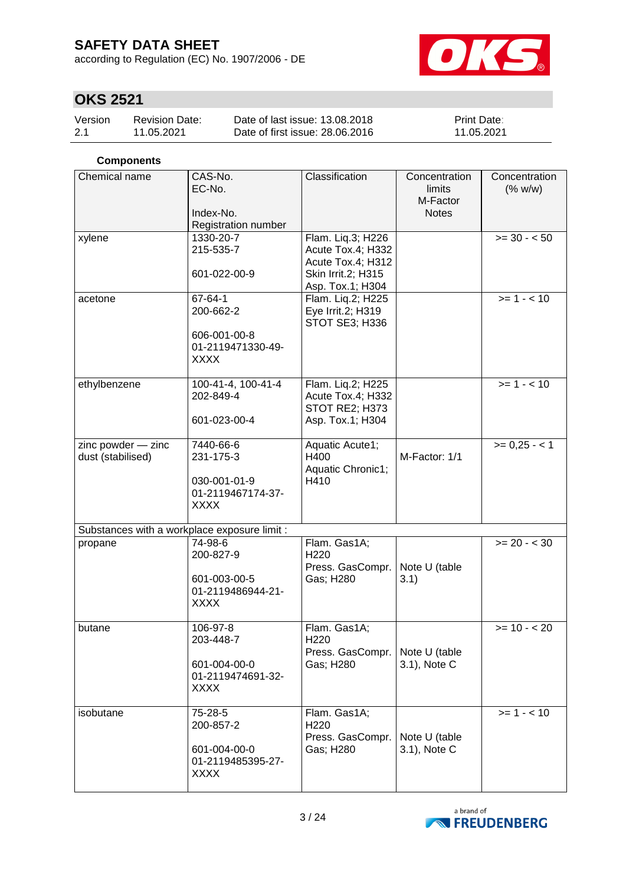**Components**

| Chemical name | CAS-No.<br>EC-No.<br>Index-No.<br>Registration number | Classification | Concentration limits<br>M-Factor<br>Notes | Concentration (% w/w) |
|---|---|---|---|---|
| xylene | 1330-20-7<br>215-535-7<br>601-022-00-9 | Flam. Liq.3; H226<br>Acute Tox.4; H332<br>Acute Tox.4; H312<br>Skin Irrit.2; H315<br>Asp. Tox.1; H304 | | >= 30 - < 50 |
| acetone | 67-64-1<br>200-662-2<br>606-001-00-8<br>01-2119471330-49-XXXX | Flam. Liq.2; H225<br>Eye Irrit.2; H319<br>STOT SE3; H336 | | >= 1 - < 10 |
| ethylbenzene | 100-41-4, 100-41-4<br>202-849-4<br>601-023-00-4 | Flam. Liq.2; H225<br>Acute Tox.4; H332<br>STOT RE2; H373<br>Asp. Tox.1; H304 | | >= 1 - < 10 |
| zinc powder — zinc dust (stabilised) | 7440-66-6<br>231-175-3<br>030-001-01-9<br>01-2119467174-37-XXXX | Aquatic Acute1; H400<br>Aquatic Chronic1; H410 | M-Factor: 1/1 | >= 0,25 - < 1 |
| Substances with a workplace exposure limit : | | | | |
| propane | 74-98-6<br>200-827-9<br>601-003-00-5<br>01-2119486944-21-XXXX | Flam. Gas1A; H220<br>Press. GasCompr. Gas; H280 | Note U (table 3.1) | >= 20 - < 30 |
| butane | 106-97-8<br>203-448-7<br>601-004-00-0<br>01-2119474691-32-XXXX | Flam. Gas1A; H220<br>Press. GasCompr. Gas; H280 | Note U (table 3.1), Note C | >= 10 - < 20 |
| isobutane | 75-28-5<br>200-857-2<br>601-004-00-0<br>01-2119485395-27-XXXX | Flam. Gas1A; H220<br>Press. GasCompr. Gas; H280 | Note U (table 3.1), Note C | >= 1 - < 10 |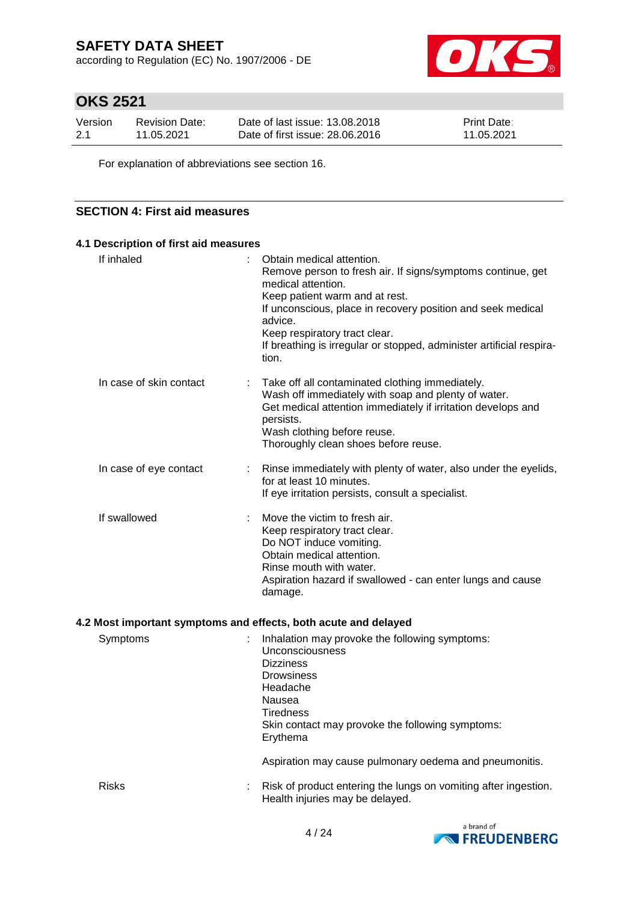For explanation of abbreviations see section 16.

## SECTION 4: First aid measures

### 4.1 Description of first aid measures

| | |
|---|---|
| If inhaled | Obtain medical attention.<br>Remove person to fresh air. If signs/symptoms continue, get medical attention.<br>Keep patient warm and at rest.<br>If unconscious, place in recovery position and seek medical advice.<br>Keep respiratory tract clear.<br>If breathing is irregular or stopped, administer artificial respiration. |
| In case of skin contact | Take off all contaminated clothing immediately.<br>Wash off immediately with soap and plenty of water.<br>Get medical attention immediately if irritation develops and persists.<br>Wash clothing before reuse.<br>Thoroughly clean shoes before reuse. |
| In case of eye contact | Rinse immediately with plenty of water, also under the eyelids, for at least 10 minutes.<br>If eye irritation persists, consult a specialist. |
| If swallowed | Move the victim to fresh air.<br>Keep respiratory tract clear.<br>Do NOT induce vomiting.<br>Obtain medical attention.<br>Rinse mouth with water.<br>Aspiration hazard if swallowed - can enter lungs and cause damage. |

### 4.2 Most important symptoms and effects, both acute and delayed

| | |
|---|---|
| Symptoms | Inhalation may provoke the following symptoms:<br>Unconsciousness<br>Dizziness<br>Drowsiness<br>Headache<br>Nausea<br>Tiredness<br>Skin contact may provoke the following symptoms:<br>Erythema<br><br>Aspiration may cause pulmonary oedema and pneumonitis. |
| Risks | Risk of product entering the lungs on vomiting after ingestion.<br>Health injuries may be delayed. |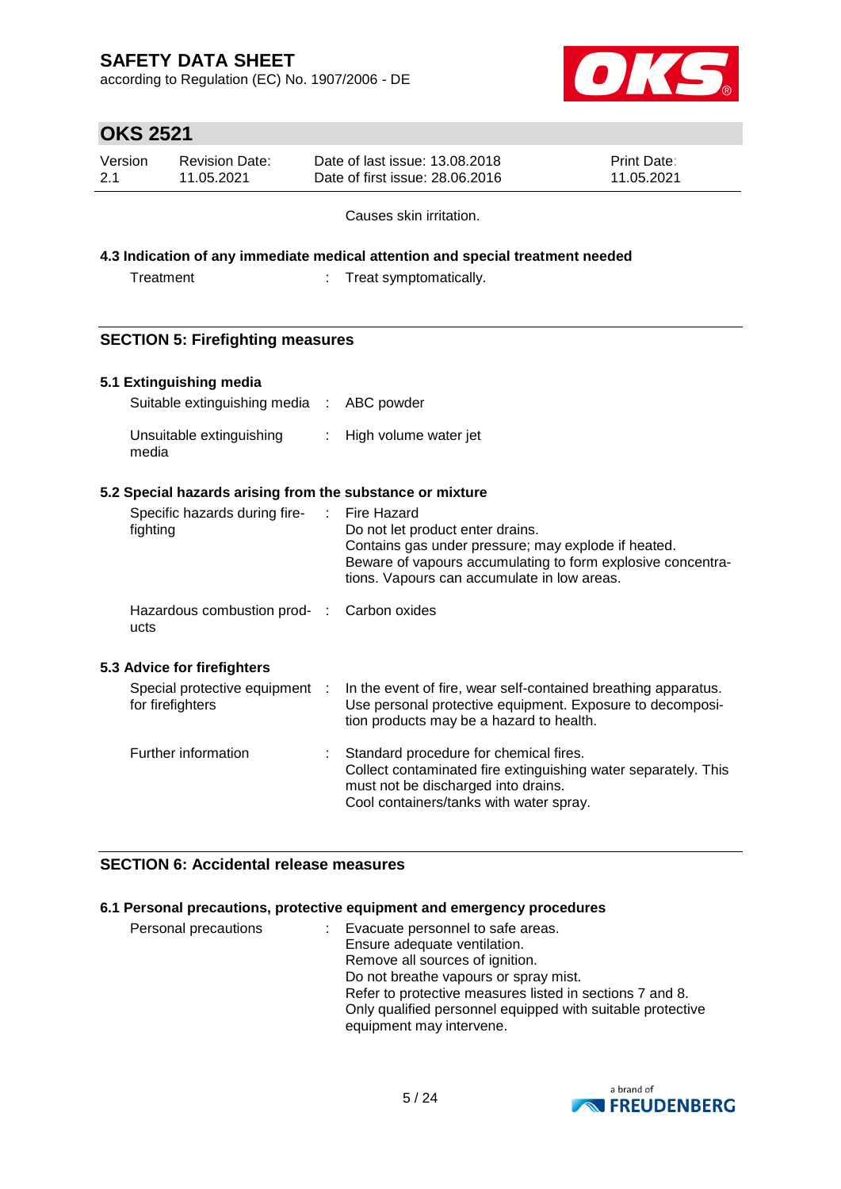Causes skin irritation.

### 4.3 Indication of any immediate medical attention and special treatment needed

| | |
|---|---|
| Treatment | : Treat symptomatically. |

## SECTION 5: Firefighting measures

### 5.1 Extinguishing media

| | |
|---|---|
| Suitable extinguishing media | : ABC powder |
| Unsuitable extinguishing media | : High volume water jet |

### 5.2 Special hazards arising from the substance or mixture

| | |
|---|---|
| Specific hazards during fire-fighting | : Fire Hazard<br>Do not let product enter drains.<br>Contains gas under pressure; may explode if heated.<br>Beware of vapours accumulating to form explosive concentrations. Vapours can accumulate in low areas. |
| Hazardous combustion products | : Carbon oxides |

### 5.3 Advice for firefighters

| | |
|---|---|
| Special protective equipment for firefighters | : In the event of fire, wear self-contained breathing apparatus. Use personal protective equipment. Exposure to decomposition products may be a hazard to health. |
| Further information | : Standard procedure for chemical fires.<br>Collect contaminated fire extinguishing water separately. This must not be discharged into drains.<br>Cool containers/tanks with water spray. |

## SECTION 6: Accidental release measures

### 6.1 Personal precautions, protective equipment and emergency procedures

| | |
|---|---|
| Personal precautions | : Evacuate personnel to safe areas.<br>Ensure adequate ventilation.<br>Remove all sources of ignition.<br>Do not breathe vapours or spray mist.<br>Refer to protective measures listed in sections 7 and 8.<br>Only qualified personnel equipped with suitable protective equipment may intervene. |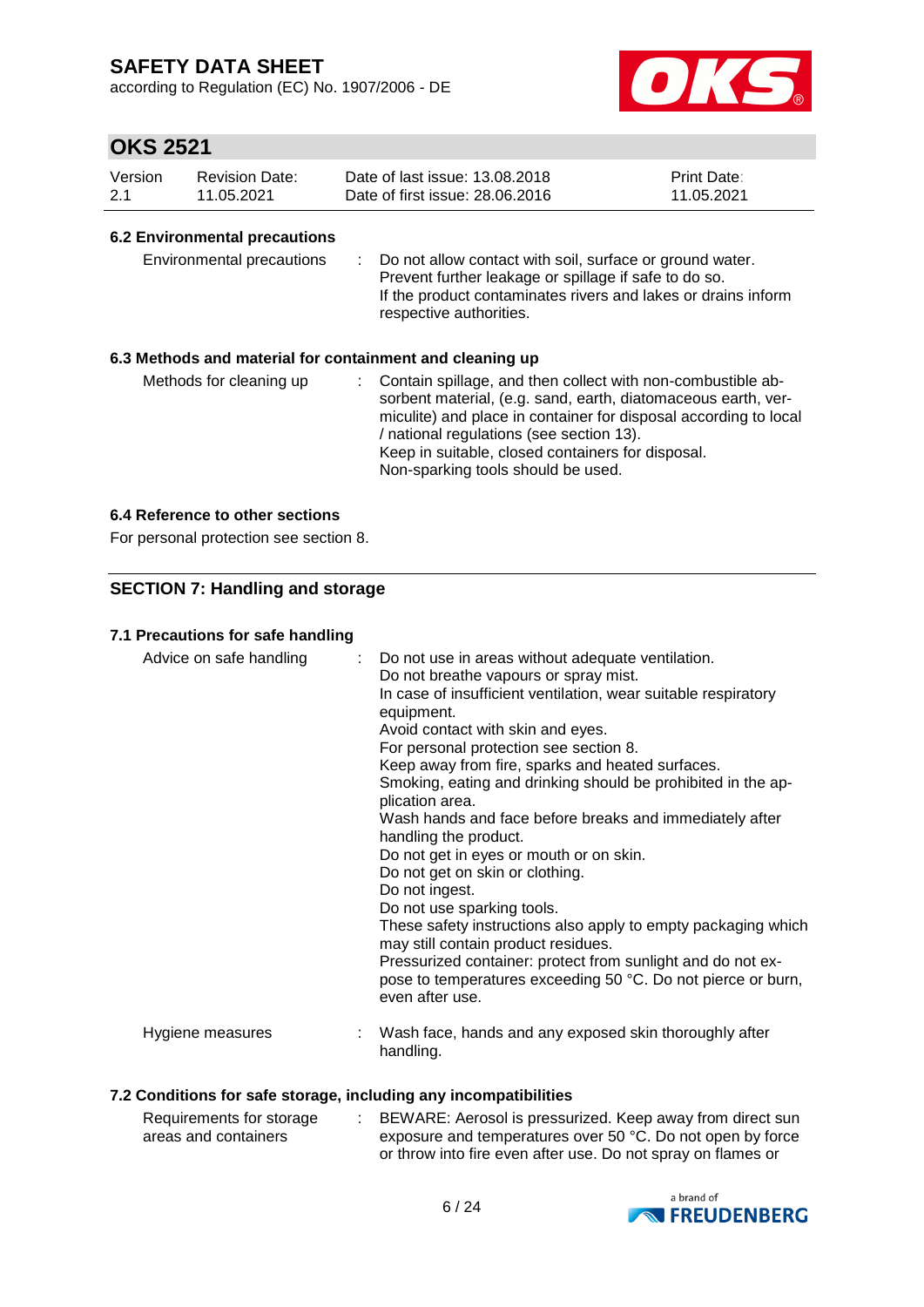### 6.2 Environmental precautions

| | |
|---|---|
| Environmental precautions | Do not allow contact with soil, surface or ground water.<br>Prevent further leakage or spillage if safe to do so.<br>If the product contaminates rivers and lakes or drains inform respective authorities. |

### 6.3 Methods and material for containment and cleaning up

| | |
|---|---|
| Methods for cleaning up | Contain spillage, and then collect with non-combustible absorbent material, (e.g. sand, earth, diatomaceous earth, vermiculite) and place in container for disposal according to local / national regulations (see section 13).<br>Keep in suitable, closed containers for disposal.<br>Non-sparking tools should be used. |

### 6.4 Reference to other sections

For personal protection see section 8.

## SECTION 7: Handling and storage

### 7.1 Precautions for safe handling

| | |
|---|---|
| Advice on safe handling | Do not use in areas without adequate ventilation.<br>Do not breathe vapours or spray mist.<br>In case of insufficient ventilation, wear suitable respiratory equipment.<br>Avoid contact with skin and eyes.<br>For personal protection see section 8.<br>Keep away from fire, sparks and heated surfaces.<br>Smoking, eating and drinking should be prohibited in the application area.<br>Wash hands and face before breaks and immediately after handling the product.<br>Do not get in eyes or mouth or on skin.<br>Do not get on skin or clothing.<br>Do not ingest.<br>Do not use sparking tools.<br>These safety instructions also apply to empty packaging which may still contain product residues.<br>Pressurized container: protect from sunlight and do not expose to temperatures exceeding 50 °C. Do not pierce or burn, even after use. |
| Hygiene measures | Wash face, hands and any exposed skin thoroughly after handling. |

### 7.2 Conditions for safe storage, including any incompatibilities

| | |
|---|---|
| Requirements for storage areas and containers | BEWARE: Aerosol is pressurized. Keep away from direct sun exposure and temperatures over 50 °C. Do not open by force or throw into fire even after use. Do not spray on flames or |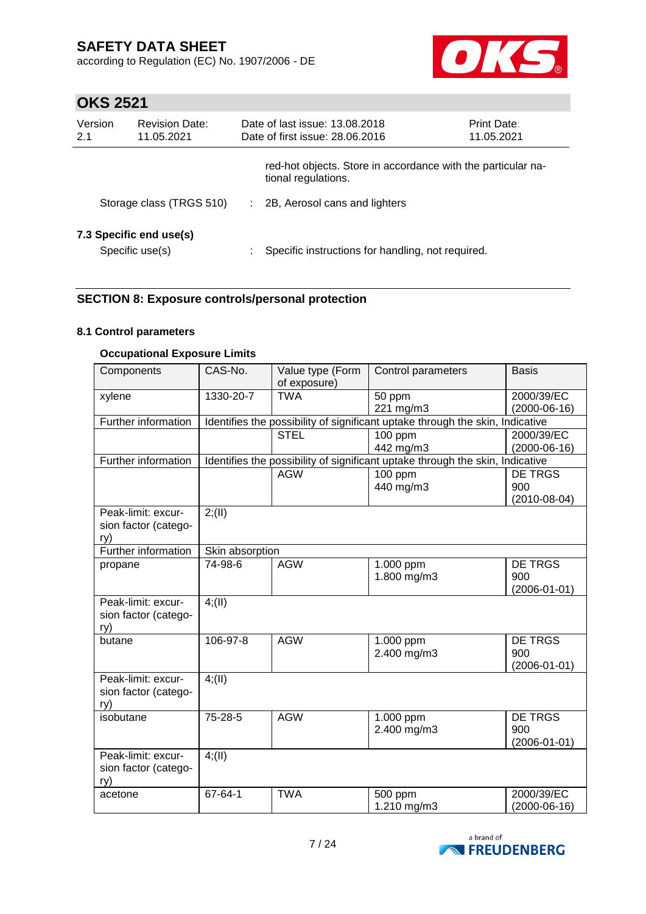red-hot objects. Store in accordance with the particular national regulations.

Storage class (TRGS 510) : 2B, Aerosol cans and lighters

**7.3 Specific end use(s)**

Specific use(s) : Specific instructions for handling, not required.

## SECTION 8: Exposure controls/personal protection

### 8.1 Control parameters

**Occupational Exposure Limits**

| Components | CAS-No. | Value type (Form of exposure) | Control parameters | Basis |
|---|---|---|---|---|
| xylene | 1330-20-7 | TWA | 50 ppm<br>221 mg/m3 | 2000/39/EC (2000-06-16) |
| Further information | Identifies the possibility of significant uptake through the skin, Indicative | | | |
| | | STEL | 100 ppm<br>442 mg/m3 | 2000/39/EC (2000-06-16) |
| Further information | Identifies the possibility of significant uptake through the skin, Indicative | | | |
| | | AGW | 100 ppm<br>440 mg/m3 | DE TRGS 900 (2010-08-04) |
| Peak-limit: excursion factor (category) | 2;(II) | | | |
| Further information | Skin absorption | | | |
| propane | 74-98-6 | AGW | 1.000 ppm<br>1.800 mg/m3 | DE TRGS 900 (2006-01-01) |
| Peak-limit: excursion factor (category) | 4;(II) | | | |
| butane | 106-97-8 | AGW | 1.000 ppm<br>2.400 mg/m3 | DE TRGS 900 (2006-01-01) |
| Peak-limit: excursion factor (category) | 4;(II) | | | |
| isobutane | 75-28-5 | AGW | 1.000 ppm<br>2.400 mg/m3 | DE TRGS 900 (2006-01-01) |
| Peak-limit: excursion factor (category) | 4;(II) | | | |
| acetone | 67-64-1 | TWA | 500 ppm<br>1.210 mg/m3 | 2000/39/EC (2000-06-16) |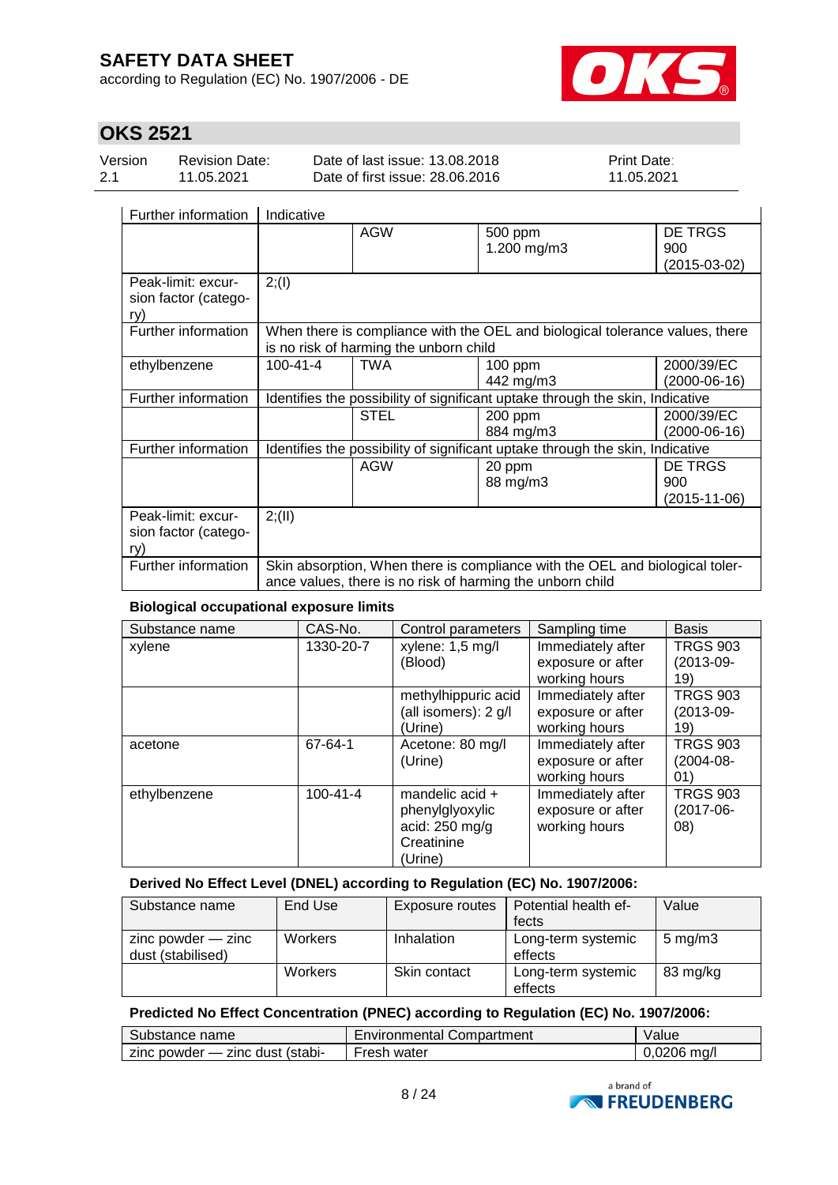| | | | | |
|---|---|---|---|---|
| Further information | Indicative | | | |
| | | AGW | 500 ppm<br>1.200 mg/m3 | DE TRGS 900<br>(2015-03-02) |
| Peak-limit: excursion factor (category) | 2;(I) | | | |
| Further information | When there is compliance with the OEL and biological tolerance values, there is no risk of harming the unborn child | | | |
| ethylbenzene | 100-41-4 | TWA | 100 ppm<br>442 mg/m3 | 2000/39/EC<br>(2000-06-16) |
| Further information | Identifies the possibility of significant uptake through the skin, Indicative | | | |
| | | STEL | 200 ppm<br>884 mg/m3 | 2000/39/EC<br>(2000-06-16) |
| Further information | Identifies the possibility of significant uptake through the skin, Indicative | | | |
| | | AGW | 20 ppm<br>88 mg/m3 | DE TRGS 900<br>(2015-11-06) |
| Peak-limit: excursion factor (category) | 2;(II) | | | |
| Further information | Skin absorption, When there is compliance with the OEL and biological tolerance values, there is no risk of harming the unborn child | | | |

**Biological occupational exposure limits**

| Substance name | CAS-No. | Control parameters | Sampling time | Basis |
|---|---|---|---|---|
| xylene | 1330-20-7 | xylene: 1,5 mg/l (Blood) | Immediately after exposure or after working hours | TRGS 903 (2013-09-19) |
| | | methylhippuric acid (all isomers): 2 g/l (Urine) | Immediately after exposure or after working hours | TRGS 903 (2013-09-19) |
| acetone | 67-64-1 | Acetone: 80 mg/l (Urine) | Immediately after exposure or after working hours | TRGS 903 (2004-08-01) |
| ethylbenzene | 100-41-4 | mandelic acid + phenylglyoxylic acid: 250 mg/g Creatinine (Urine) | Immediately after exposure or after working hours | TRGS 903 (2017-06-08) |

**Derived No Effect Level (DNEL) according to Regulation (EC) No. 1907/2006:**

| Substance name | End Use | Exposure routes | Potential health effects | Value |
|---|---|---|---|---|
| zinc powder — zinc dust (stabilised) | Workers | Inhalation | Long-term systemic effects | 5 mg/m3 |
| | Workers | Skin contact | Long-term systemic effects | 83 mg/kg |

**Predicted No Effect Concentration (PNEC) according to Regulation (EC) No. 1907/2006:**

| Substance name | Environmental Compartment | Value |
|---|---|---|
| zinc powder — zinc dust (stabi- | Fresh water | 0,0206 mg/l |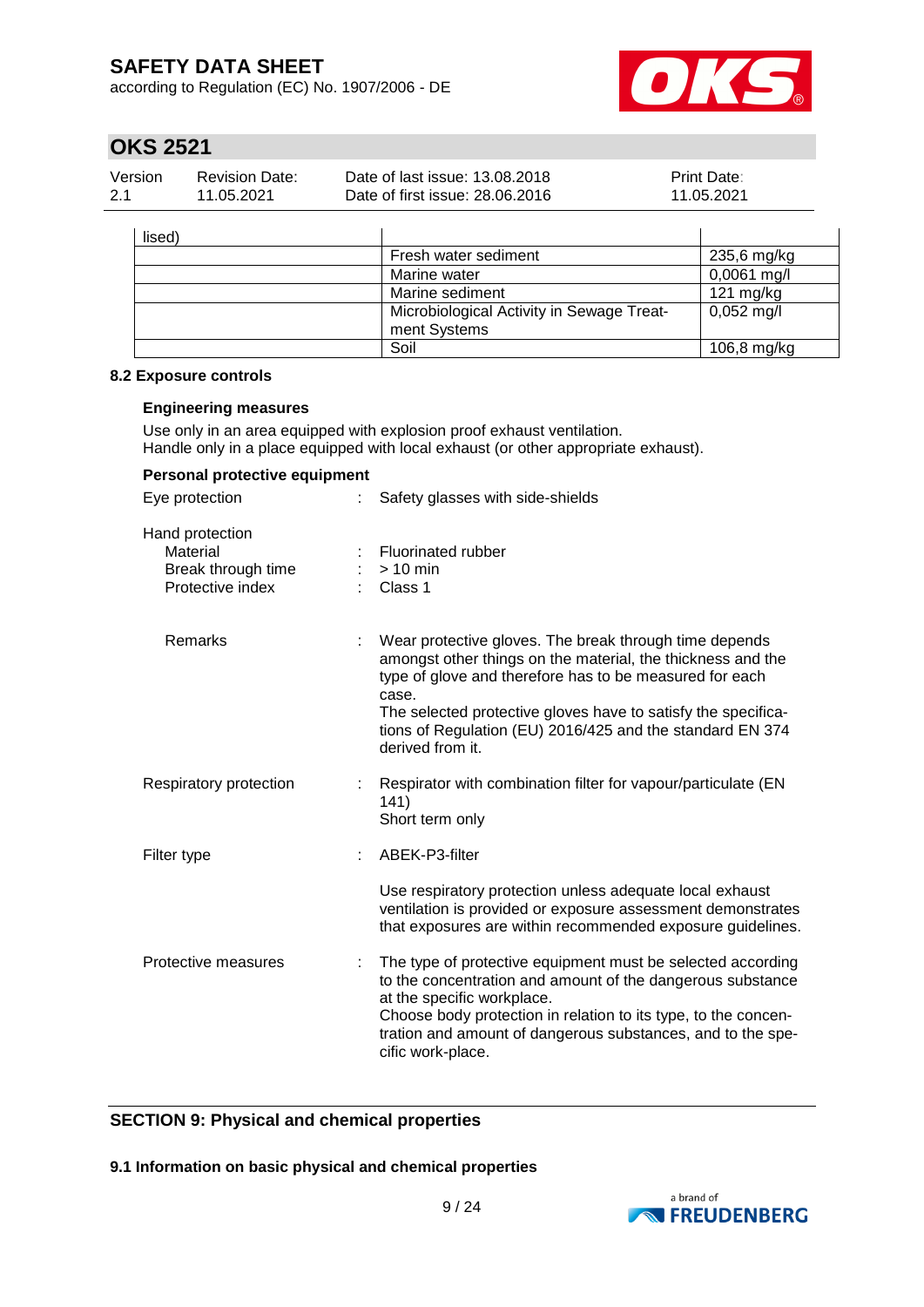| lised) | | |
|---|---|---|
| | Fresh water sediment | 235,6 mg/kg |
| | Marine water | 0,0061 mg/l |
| | Marine sediment | 121 mg/kg |
| | Microbiological Activity in Sewage Treatment Systems | 0,052 mg/l |
| | Soil | 106,8 mg/kg |

### 8.2 Exposure controls

**Engineering measures**

Use only in an area equipped with explosion proof exhaust ventilation.
Handle only in a place equipped with local exhaust (or other appropriate exhaust).

**Personal protective equipment**

Eye protection : Safety glasses with side-shields

Hand protection
- Material : Fluorinated rubber
- Break through time : > 10 min
- Protective index : Class 1

Remarks : Wear protective gloves. The break through time depends amongst other things on the material, the thickness and the type of glove and therefore has to be measured for each case.
The selected protective gloves have to satisfy the specifications of Regulation (EU) 2016/425 and the standard EN 374 derived from it.

Respiratory protection : Respirator with combination filter for vapour/particulate (EN 141)
Short term only

Filter type : ABEK-P3-filter

Use respiratory protection unless adequate local exhaust ventilation is provided or exposure assessment demonstrates that exposures are within recommended exposure guidelines.

Protective measures : The type of protective equipment must be selected according to the concentration and amount of the dangerous substance at the specific workplace.
Choose body protection in relation to its type, to the concentration and amount of dangerous substances, and to the specific work-place.

## SECTION 9: Physical and chemical properties

### 9.1 Information on basic physical and chemical properties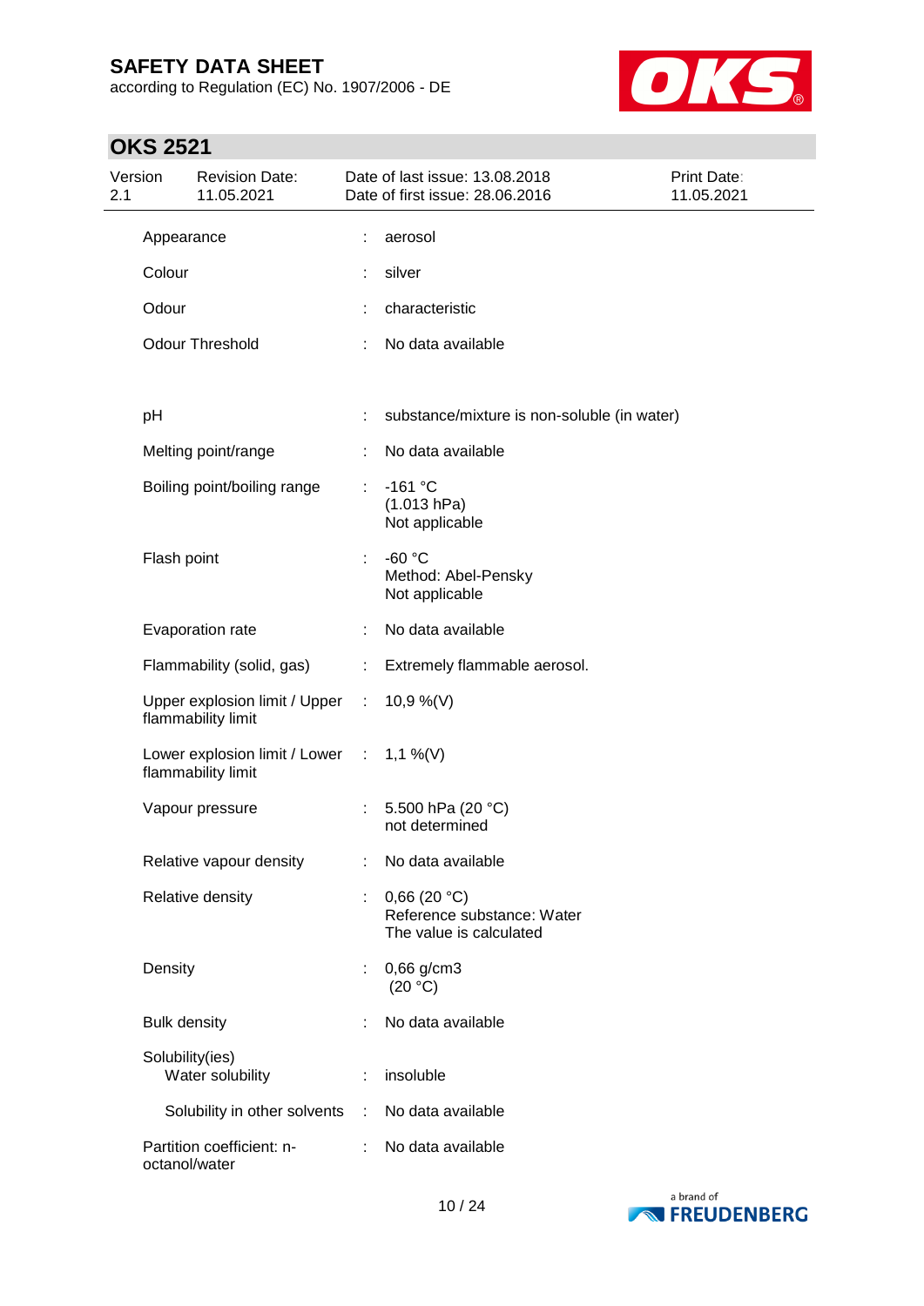| | | |
|---|---|---|
| Appearance | : | aerosol |
| Colour | : | silver |
| Odour | : | characteristic |
| Odour Threshold | : | No data available |
| pH | : | substance/mixture is non-soluble (in water) |
| Melting point/range | : | No data available |
| Boiling point/boiling range | : | -161 °C<br>(1.013 hPa)<br>Not applicable |
| Flash point | : | -60 °C<br>Method: Abel-Pensky<br>Not applicable |
| Evaporation rate | : | No data available |
| Flammability (solid, gas) | : | Extremely flammable aerosol. |
| Upper explosion limit / Upper flammability limit | : | 10,9 %(V) |
| Lower explosion limit / Lower flammability limit | : | 1,1 %(V) |
| Vapour pressure | : | 5.500 hPa (20 °C)<br>not determined |
| Relative vapour density | : | No data available |
| Relative density | : | 0,66 (20 °C)<br>Reference substance: Water<br>The value is calculated |
| Density | : | 0,66 g/cm3<br>(20 °C) |
| Bulk density | : | No data available |
| Solubility(ies)<br>Water solubility | : | insoluble |
| Solubility in other solvents | : | No data available |
| Partition coefficient: n-octanol/water | : | No data available |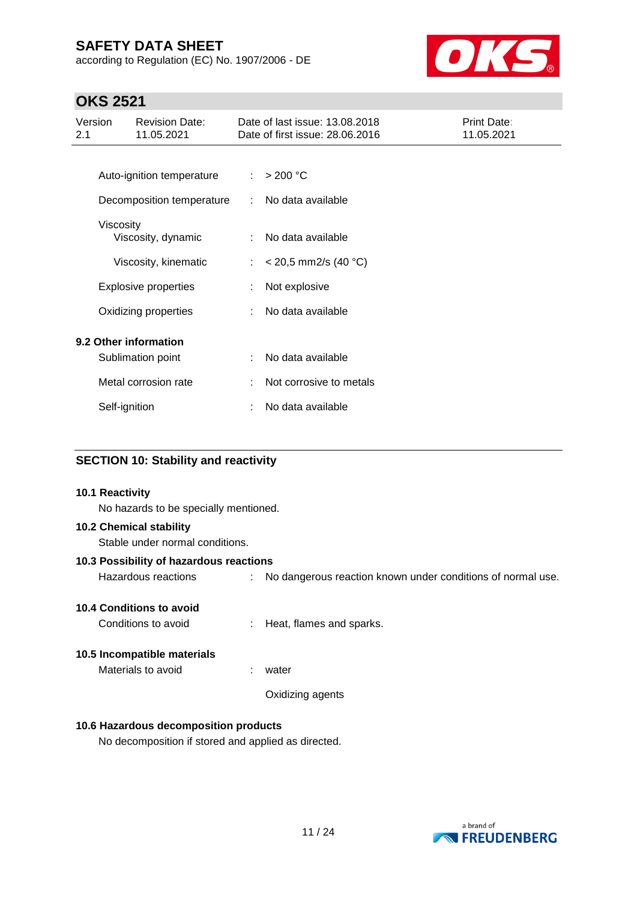| | | |
|---|---|---|
| Auto-ignition temperature | : | > 200 °C |
| Decomposition temperature | : | No data available |
| Viscosity | | |
| Viscosity, dynamic | : | No data available |
| Viscosity, kinematic | : | < 20,5 mm2/s (40 °C) |
| Explosive properties | : | Not explosive |
| Oxidizing properties | : | No data available |

**9.2 Other information**

| | | |
|---|---|---|
| Sublimation point | : | No data available |
| Metal corrosion rate | : | Not corrosive to metals |
| Self-ignition | : | No data available |

## SECTION 10: Stability and reactivity

**10.1 Reactivity**

No hazards to be specially mentioned.

**10.2 Chemical stability**

Stable under normal conditions.

**10.3 Possibility of hazardous reactions**

Hazardous reactions : No dangerous reaction known under conditions of normal use.

**10.4 Conditions to avoid**

Conditions to avoid : Heat, flames and sparks.

**10.5 Incompatible materials**

Materials to avoid : water

Oxidizing agents

**10.6 Hazardous decomposition products**

No decomposition if stored and applied as directed.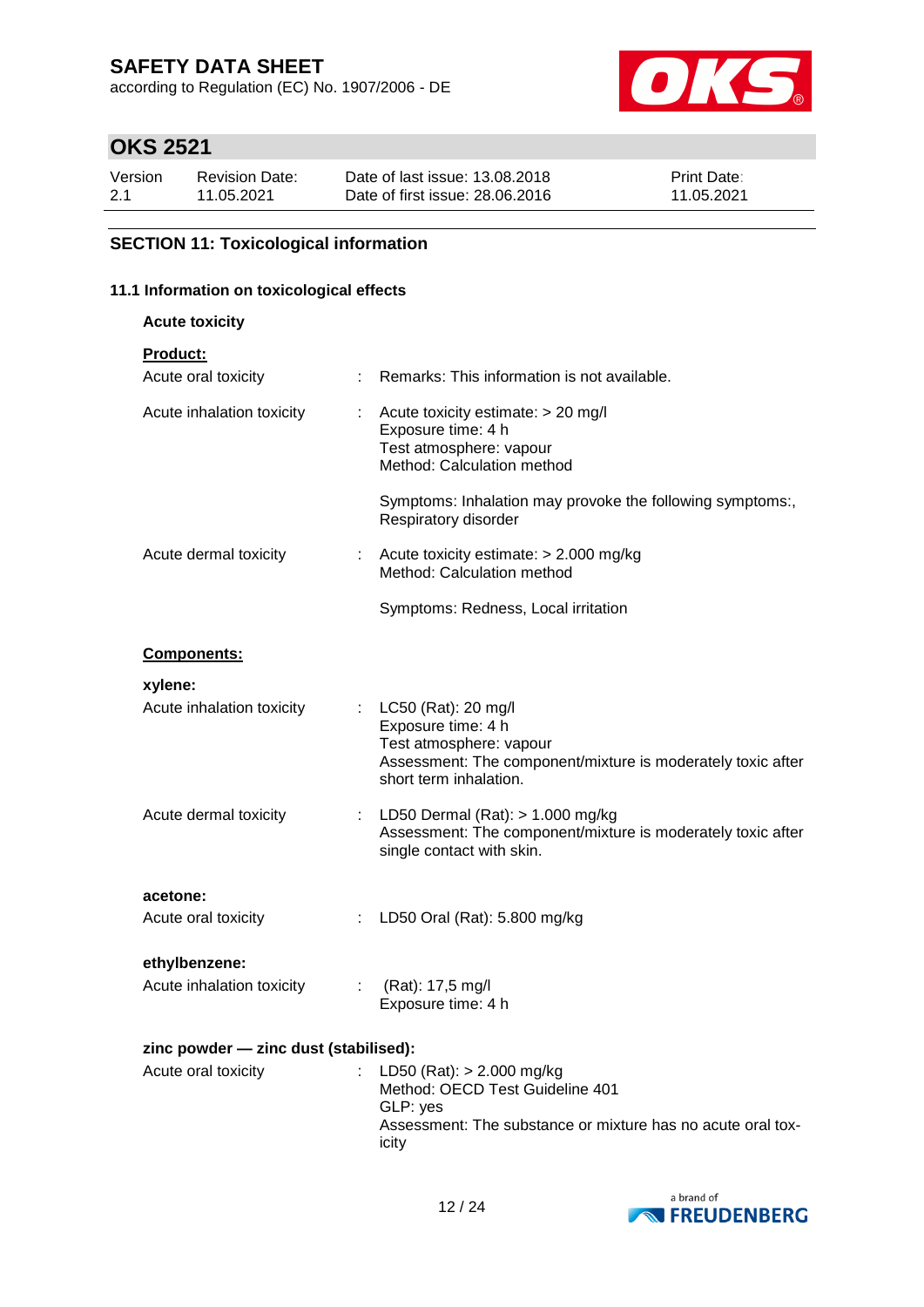## SECTION 11: Toxicological information

### 11.1 Information on toxicological effects

**Acute toxicity**

**Product:**

| | | |
|---|---|---|
| Acute oral toxicity | : | Remarks: This information is not available. |
| Acute inhalation toxicity | : | Acute toxicity estimate: > 20 mg/l<br>Exposure time: 4 h<br>Test atmosphere: vapour<br>Method: Calculation method<br><br>Symptoms: Inhalation may provoke the following symptoms:, Respiratory disorder |
| Acute dermal toxicity | : | Acute toxicity estimate: > 2.000 mg/kg<br>Method: Calculation method<br><br>Symptoms: Redness, Local irritation |

**Components:**

**xylene:**

| | | |
|---|---|---|
| Acute inhalation toxicity | : | LC50 (Rat): 20 mg/l<br>Exposure time: 4 h<br>Test atmosphere: vapour<br>Assessment: The component/mixture is moderately toxic after short term inhalation. |
| Acute dermal toxicity | : | LD50 Dermal (Rat): > 1.000 mg/kg<br>Assessment: The component/mixture is moderately toxic after single contact with skin. |

**acetone:**

| | | |
|---|---|---|
| Acute oral toxicity | : | LD50 Oral (Rat): 5.800 mg/kg |

**ethylbenzene:**

| | | |
|---|---|---|
| Acute inhalation toxicity | : | (Rat): 17,5 mg/l<br>Exposure time: 4 h |

**zinc powder — zinc dust (stabilised):**

| | | |
|---|---|---|
| Acute oral toxicity | : | LD50 (Rat): > 2.000 mg/kg<br>Method: OECD Test Guideline 401<br>GLP: yes<br>Assessment: The substance or mixture has no acute oral toxicity |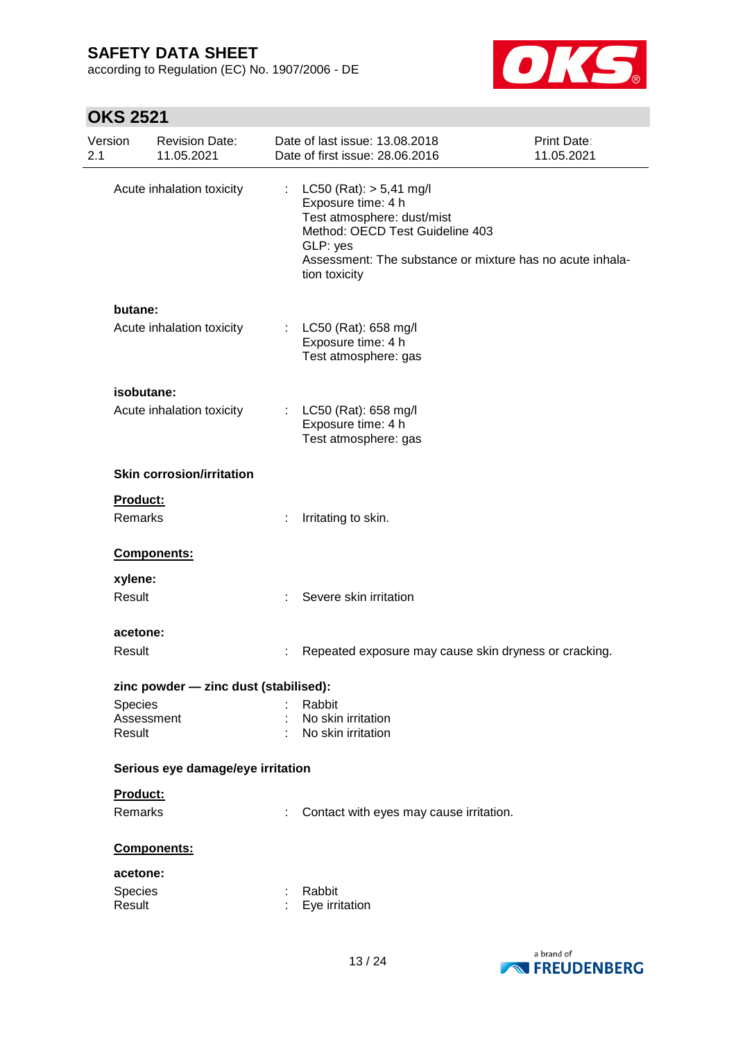| | | |
|---|---|---|
| Acute inhalation toxicity | : | LC50 (Rat): > 5,41 mg/l<br>Exposure time: 4 h<br>Test atmosphere: dust/mist<br>Method: OECD Test Guideline 403<br>GLP: yes<br>Assessment: The substance or mixture has no acute inhalation toxicity |

**butane:**

| | | |
|---|---|---|
| Acute inhalation toxicity | : | LC50 (Rat): 658 mg/l<br>Exposure time: 4 h<br>Test atmosphere: gas |

**isobutane:**

| | | |
|---|---|---|
| Acute inhalation toxicity | : | LC50 (Rat): 658 mg/l<br>Exposure time: 4 h<br>Test atmosphere: gas |

**Skin corrosion/irritation**

**Product:**

| | | |
|---|---|---|
| Remarks | : | Irritating to skin. |

**Components:**

**xylene:**

| | | |
|---|---|---|
| Result | : | Severe skin irritation |

**acetone:**

| | | |
|---|---|---|
| Result | : | Repeated exposure may cause skin dryness or cracking. |

**zinc powder — zinc dust (stabilised):**

| | | |
|---|---|---|
| Species | : | Rabbit |
| Assessment | : | No skin irritation |
| Result | : | No skin irritation |

**Serious eye damage/eye irritation**

**Product:**

| | | |
|---|---|---|
| Remarks | : | Contact with eyes may cause irritation. |

**Components:**

**acetone:**

| | | |
|---|---|---|
| Species | : | Rabbit |
| Result | : | Eye irritation |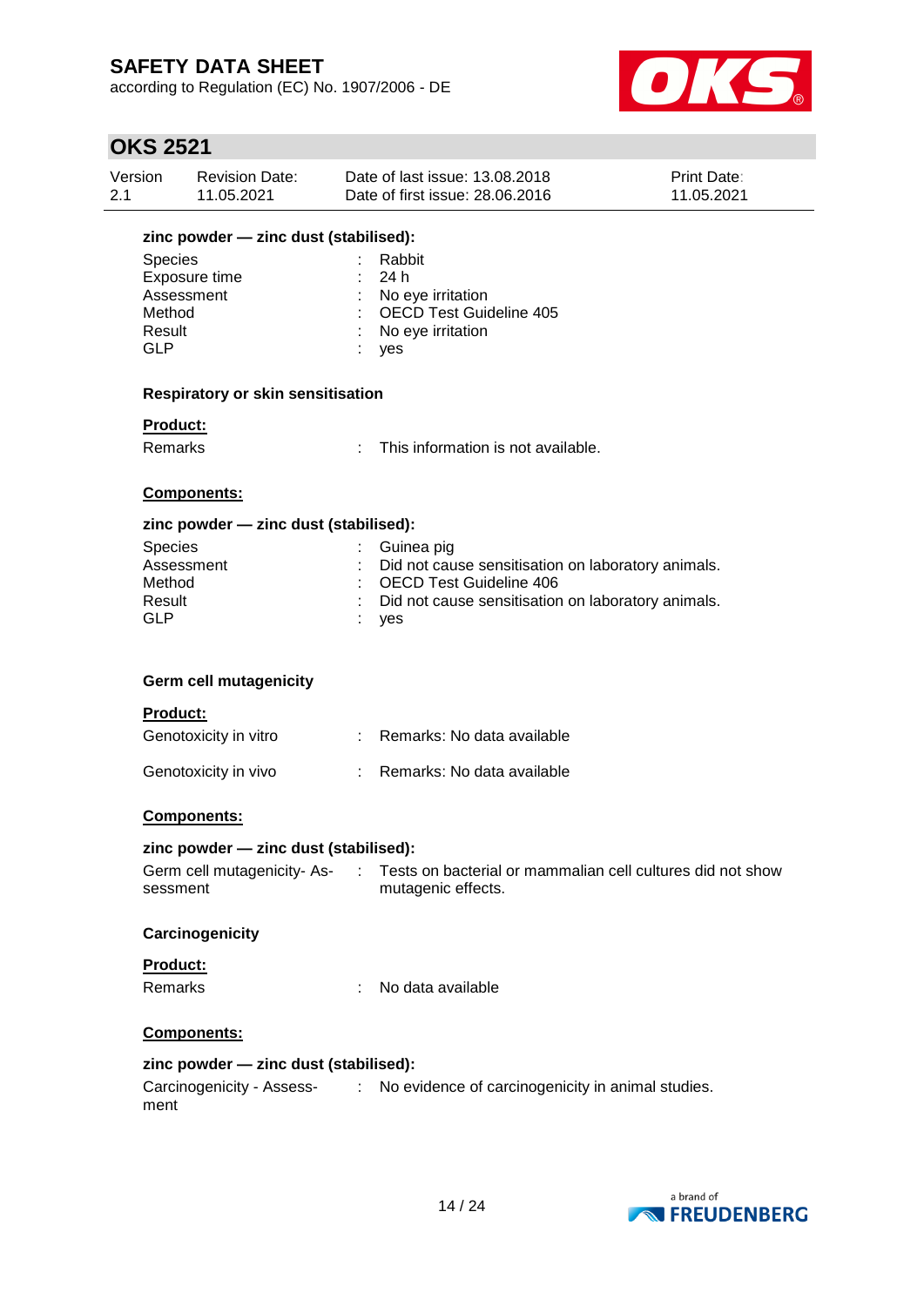**zinc powder — zinc dust (stabilised):**

| | | |
|---|---|---|
| Species | : | Rabbit |
| Exposure time | : | 24 h |
| Assessment | : | No eye irritation |
| Method | : | OECD Test Guideline 405 |
| Result | : | No eye irritation |
| GLP | : | yes |

**Respiratory or skin sensitisation**

**Product:**

| | | |
|---|---|---|
| Remarks | : | This information is not available. |

**Components:**

**zinc powder — zinc dust (stabilised):**

| | | |
|---|---|---|
| Species | : | Guinea pig |
| Assessment | : | Did not cause sensitisation on laboratory animals. |
| Method | : | OECD Test Guideline 406 |
| Result | : | Did not cause sensitisation on laboratory animals. |
| GLP | : | yes |

**Germ cell mutagenicity**

**Product:**

| | | |
|---|---|---|
| Genotoxicity in vitro | : | Remarks: No data available |
| Genotoxicity in vivo | : | Remarks: No data available |

**Components:**

**zinc powder — zinc dust (stabilised):**

| | | |
|---|---|---|
| Germ cell mutagenicity- Assessment | : | Tests on bacterial or mammalian cell cultures did not show mutagenic effects. |

**Carcinogenicity**

**Product:**

| | | |
|---|---|---|
| Remarks | : | No data available |

**Components:**

**zinc powder — zinc dust (stabilised):**

| | | |
|---|---|---|
| Carcinogenicity - Assessment | : | No evidence of carcinogenicity in animal studies. |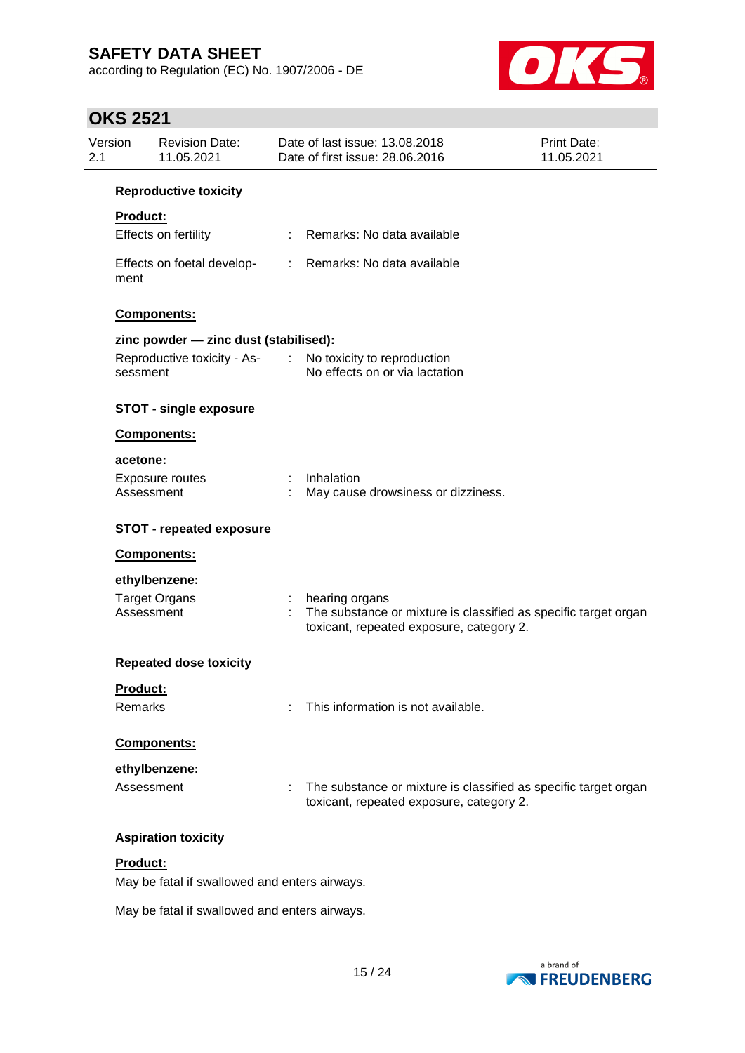**Reproductive toxicity**

**Product:**

Effects on fertility : Remarks: No data available

Effects on foetal development : Remarks: No data available

**Components:**

**zinc powder — zinc dust (stabilised):**

Reproductive toxicity - Assessment : No toxicity to reproduction
No effects on or via lactation

**STOT - single exposure**

**Components:**

**acetone:**

Exposure routes : Inhalation
Assessment : May cause drowsiness or dizziness.

**STOT - repeated exposure**

**Components:**

**ethylbenzene:**

Target Organs : hearing organs
Assessment : The substance or mixture is classified as specific target organ toxicant, repeated exposure, category 2.

**Repeated dose toxicity**

**Product:**

Remarks : This information is not available.

**Components:**

**ethylbenzene:**

Assessment : The substance or mixture is classified as specific target organ toxicant, repeated exposure, category 2.

**Aspiration toxicity**

**Product:**

May be fatal if swallowed and enters airways.

May be fatal if swallowed and enters airways.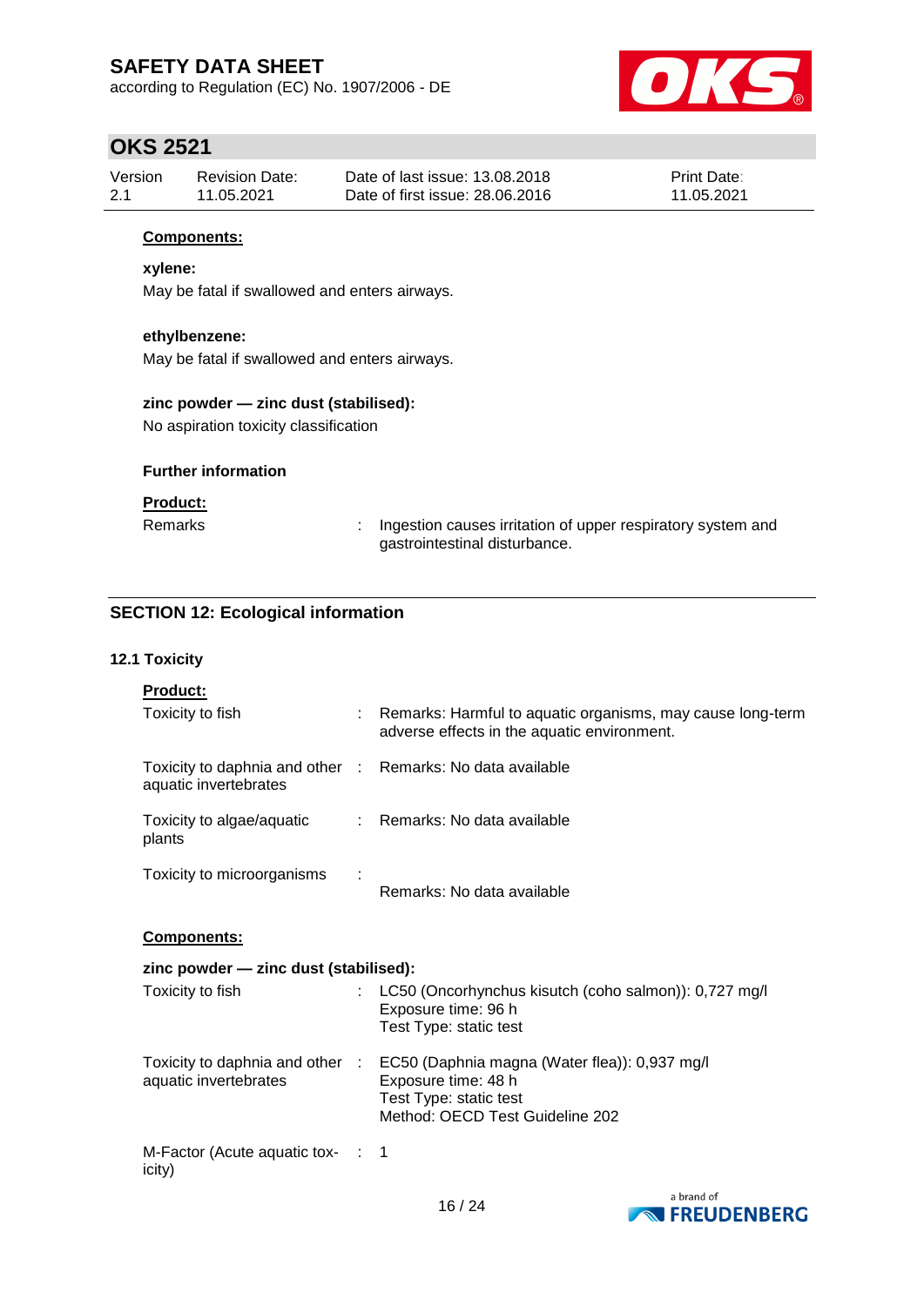**Components:**

**xylene:**

May be fatal if swallowed and enters airways.

**ethylbenzene:**

May be fatal if swallowed and enters airways.

**zinc powder — zinc dust (stabilised):**

No aspiration toxicity classification

**Further information**

**Product:**

| | | |
|---|---|---|
| Remarks | : | Ingestion causes irritation of upper respiratory system and gastrointestinal disturbance. |

## SECTION 12: Ecological information

### 12.1 Toxicity

**Product:**

| | | |
|---|---|---|
| Toxicity to fish | : | Remarks: Harmful to aquatic organisms, may cause long-term adverse effects in the aquatic environment. |
| Toxicity to daphnia and other aquatic invertebrates | : | Remarks: No data available |
| Toxicity to algae/aquatic plants | : | Remarks: No data available |
| Toxicity to microorganisms | : | Remarks: No data available |

**Components:**

**zinc powder — zinc dust (stabilised):**

| | | |
|---|---|---|
| Toxicity to fish | : | LC50 (Oncorhynchus kisutch (coho salmon)): 0,727 mg/l<br>Exposure time: 96 h<br>Test Type: static test |
| Toxicity to daphnia and other aquatic invertebrates | : | EC50 (Daphnia magna (Water flea)): 0,937 mg/l<br>Exposure time: 48 h<br>Test Type: static test<br>Method: OECD Test Guideline 202 |
| M-Factor (Acute aquatic toxicity) | : | 1 |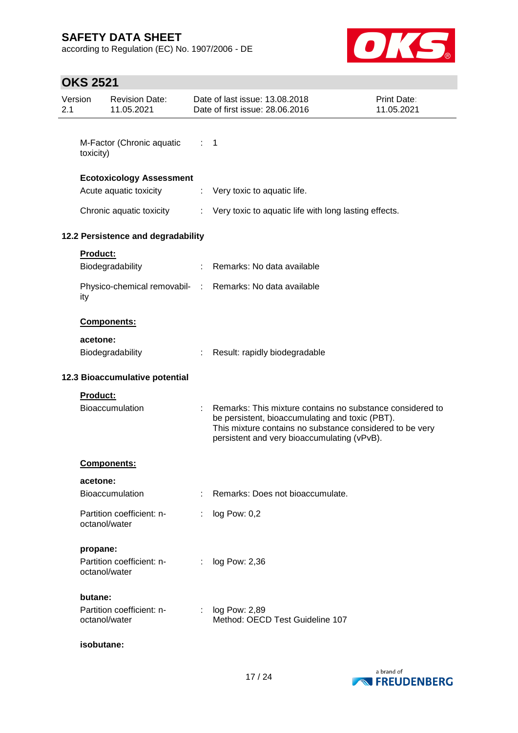M-Factor (Chronic aquatic toxicity) : 1

**Ecotoxicology Assessment**

Acute aquatic toxicity : Very toxic to aquatic life.

Chronic aquatic toxicity : Very toxic to aquatic life with long lasting effects.

### 12.2 Persistence and degradability

**Product:**

Biodegradability : Remarks: No data available

Physico-chemical removability : Remarks: No data available

**Components:**

**acetone:**

Biodegradability : Result: rapidly biodegradable

### 12.3 Bioaccumulative potential

**Product:**

Bioaccumulation : Remarks: This mixture contains no substance considered to be persistent, bioaccumulating and toxic (PBT). This mixture contains no substance considered to be very persistent and very bioaccumulating (vPvB).

**Components:**

**acetone:**

Bioaccumulation : Remarks: Does not bioaccumulate.

Partition coefficient: n-octanol/water : log Pow: 0,2

**propane:**

Partition coefficient: n-octanol/water : log Pow: 2,36

**butane:**

Partition coefficient: n-octanol/water : log Pow: 2,89
Method: OECD Test Guideline 107

**isobutane:**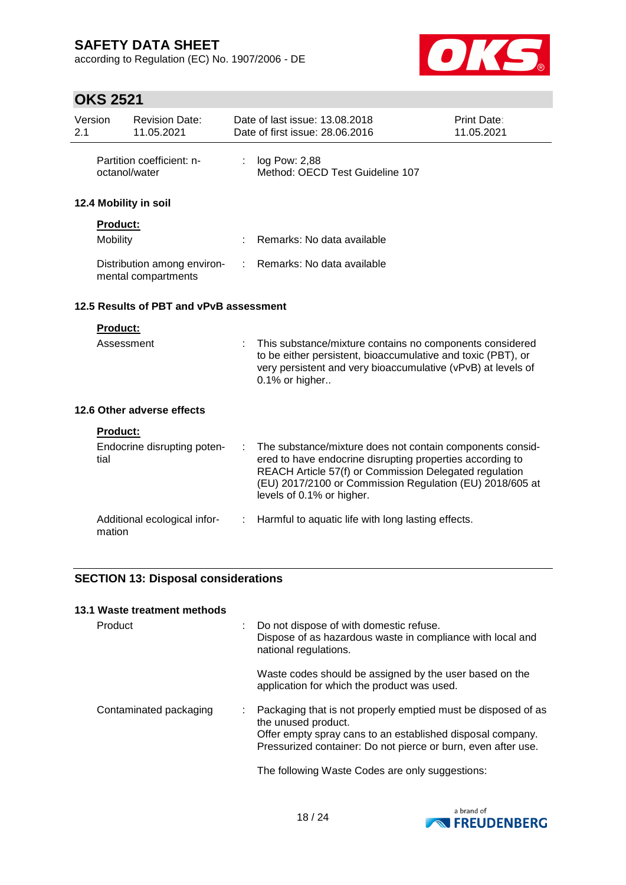| | | |
|---|---|---|
| Partition coefficient: n-octanol/water | : | log Pow: 2,88<br>Method: OECD Test Guideline 107 |

### 12.4 Mobility in soil

**Product:**

| | | |
|---|---|---|
| Mobility | : | Remarks: No data available |
| Distribution among environmental compartments | : | Remarks: No data available |

### 12.5 Results of PBT and vPvB assessment

**Product:**

| | | |
|---|---|---|
| Assessment | : | This substance/mixture contains no components considered to be either persistent, bioaccumulative and toxic (PBT), or very persistent and very bioaccumulative (vPvB) at levels of 0.1% or higher.. |

### 12.6 Other adverse effects

**Product:**

| | | |
|---|---|---|
| Endocrine disrupting potential | : | The substance/mixture does not contain components considered to have endocrine disrupting properties according to REACH Article 57(f) or Commission Delegated regulation (EU) 2017/2100 or Commission Regulation (EU) 2018/605 at levels of 0.1% or higher. |
| Additional ecological information | : | Harmful to aquatic life with long lasting effects. |

## SECTION 13: Disposal considerations

### 13.1 Waste treatment methods

| | | |
|---|---|---|
| Product | : | Do not dispose of with domestic refuse.<br>Dispose of as hazardous waste in compliance with local and national regulations.<br><br>Waste codes should be assigned by the user based on the application for which the product was used. |
| Contaminated packaging | : | Packaging that is not properly emptied must be disposed of as the unused product.<br>Offer empty spray cans to an established disposal company.<br>Pressurized container: Do not pierce or burn, even after use.<br><br>The following Waste Codes are only suggestions: |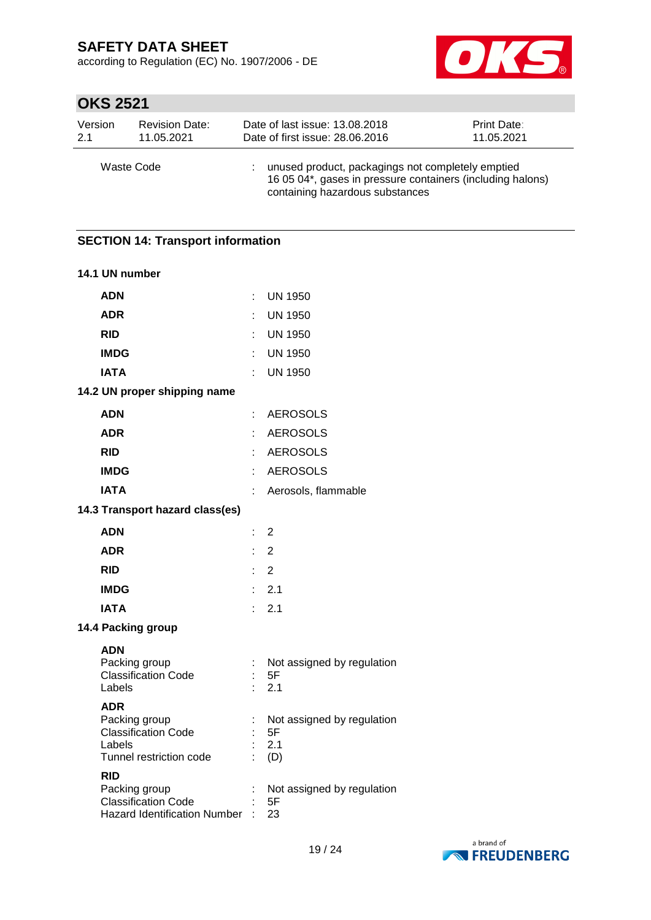| | | |
|---|---|---|
| Waste Code | : | unused product, packagings not completely emptied 16 05 04*, gases in pressure containers (including halons) containing hazardous substances |

## SECTION 14: Transport information

### 14.1 UN number

| | | |
|---|---|---|
| **ADN** | : | UN 1950 |
| **ADR** | : | UN 1950 |
| **RID** | : | UN 1950 |
| **IMDG** | : | UN 1950 |
| **IATA** | : | UN 1950 |

### 14.2 UN proper shipping name

| | | |
|---|---|---|
| **ADN** | : | AEROSOLS |
| **ADR** | : | AEROSOLS |
| **RID** | : | AEROSOLS |
| **IMDG** | : | AEROSOLS |
| **IATA** | : | Aerosols, flammable |

### 14.3 Transport hazard class(es)

| | | |
|---|---|---|
| **ADN** | : | 2 |
| **ADR** | : | 2 |
| **RID** | : | 2 |
| **IMDG** | : | 2.1 |
| **IATA** | : | 2.1 |

### 14.4 Packing group

**ADN**

| | | |
|---|---|---|
| Packing group | : | Not assigned by regulation |
| Classification Code | : | 5F |
| Labels | : | 2.1 |

**ADR**

| | | |
|---|---|---|
| Packing group | : | Not assigned by regulation |
| Classification Code | : | 5F |
| Labels | : | 2.1 |
| Tunnel restriction code | : | (D) |

**RID**

| | | |
|---|---|---|
| Packing group | : | Not assigned by regulation |
| Classification Code | : | 5F |
| Hazard Identification Number | : | 23 |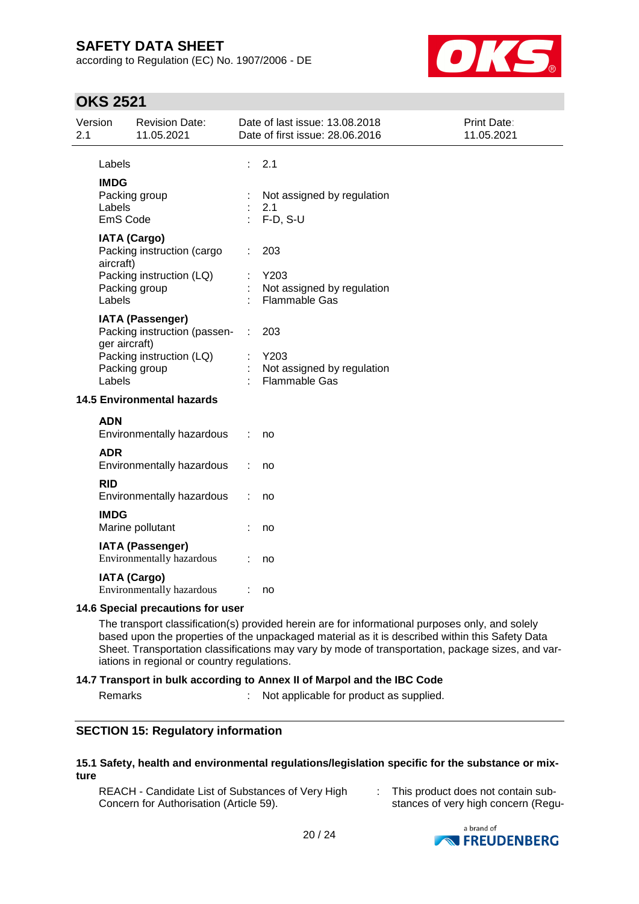| | | |
|---|---|---|
| Labels | : | 2.1 |
| **IMDG** | | |
| Packing group | : | Not assigned by regulation |
| Labels | : | 2.1 |
| EmS Code | : | F-D, S-U |
| **IATA (Cargo)** | | |
| Packing instruction (cargo aircraft) | : | 203 |
| Packing instruction (LQ) | : | Y203 |
| Packing group | : | Not assigned by regulation |
| Labels | : | Flammable Gas |
| **IATA (Passenger)** | | |
| Packing instruction (passenger aircraft) | : | 203 |
| Packing instruction (LQ) | : | Y203 |
| Packing group | : | Not assigned by regulation |
| Labels | : | Flammable Gas |

### 14.5 Environmental hazards

| | | |
|---|---|---|
| **ADN** | | |
| Environmentally hazardous | : | no |
| **ADR** | | |
| Environmentally hazardous | : | no |
| **RID** | | |
| Environmentally hazardous | : | no |
| **IMDG** | | |
| Marine pollutant | : | no |
| **IATA (Passenger)** | | |
| Environmentally hazardous | : | no |
| **IATA (Cargo)** | | |
| Environmentally hazardous | : | no |

### 14.6 Special precautions for user

The transport classification(s) provided herein are for informational purposes only, and solely based upon the properties of the unpackaged material as it is described within this Safety Data Sheet. Transportation classifications may vary by mode of transportation, package sizes, and variations in regional or country regulations.

### 14.7 Transport in bulk according to Annex II of Marpol and the IBC Code

Remarks : Not applicable for product as supplied.

## SECTION 15: Regulatory information

### 15.1 Safety, health and environmental regulations/legislation specific for the substance or mixture

REACH - Candidate List of Substances of Very High Concern for Authorisation (Article 59). : This product does not contain substances of very high concern (Regu-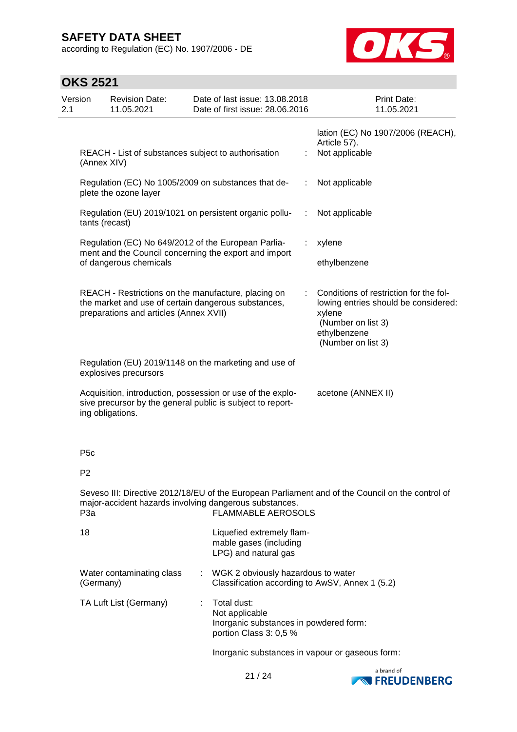| | | |
|---|---|---|
| | | lation (EC) No 1907/2006 (REACH), Article 57). |
| REACH - List of substances subject to authorisation (Annex XIV) | : | Not applicable |
| Regulation (EC) No 1005/2009 on substances that deplete the ozone layer | : | Not applicable |
| Regulation (EU) 2019/1021 on persistent organic pollutants (recast) | : | Not applicable |
| Regulation (EC) No 649/2012 of the European Parliament and the Council concerning the export and import of dangerous chemicals | : | xylene<br><br>ethylbenzene |
| REACH - Restrictions on the manufacture, placing on the market and use of certain dangerous substances, preparations and articles (Annex XVII) | : | Conditions of restriction for the following entries should be considered:<br>xylene<br>(Number on list 3)<br>ethylbenzene<br>(Number on list 3) |
| Regulation (EU) 2019/1148 on the marketing and use of explosives precursors | | |
| Acquisition, introduction, possession or use of the explosive precursor by the general public is subject to reporting obligations. | | acetone (ANNEX II) |

P5c

P2

Seveso III: Directive 2012/18/EU of the European Parliament and of the Council on the control of major-accident hazards involving dangerous substances.

| | | |
|---|---|---|
| P3a | | FLAMMABLE AEROSOLS |
| 18 | | Liquefied extremely flammable gases (including LPG) and natural gas |
| Water contaminating class (Germany) | : | WGK 2 obviously hazardous to water<br>Classification according to AwSV, Annex 1 (5.2) |
| TA Luft List (Germany) | : | Total dust:<br>Not applicable<br>Inorganic substances in powdered form:<br>portion Class 3: 0,5 %<br><br>Inorganic substances in vapour or gaseous form: |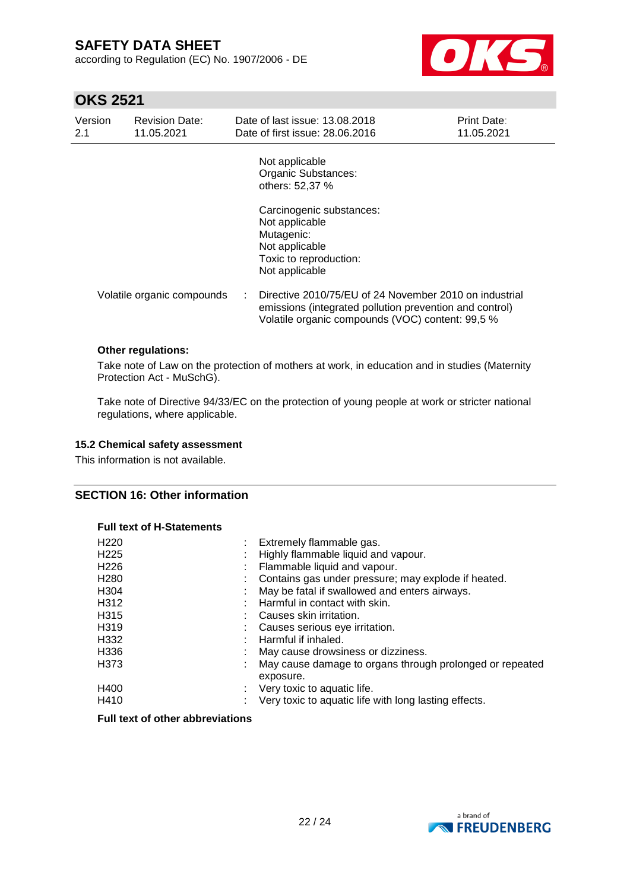Not applicable
Organic Substances:
others: 52,37 %

Carcinogenic substances:
Not applicable
Mutagenic:
Not applicable
Toxic to reproduction:
Not applicable

| | | |
|---|---|---|
| Volatile organic compounds | : | Directive 2010/75/EU of 24 November 2010 on industrial emissions (integrated pollution prevention and control) Volatile organic compounds (VOC) content: 99,5 % |

**Other regulations:**

Take note of Law on the protection of mothers at work, in education and in studies (Maternity Protection Act - MuSchG).

Take note of Directive 94/33/EC on the protection of young people at work or stricter national regulations, where applicable.

### 15.2 Chemical safety assessment

This information is not available.

## SECTION 16: Other information

**Full text of H-Statements**

| | | |
|---|---|---|
| H220 | : | Extremely flammable gas. |
| H225 | : | Highly flammable liquid and vapour. |
| H226 | : | Flammable liquid and vapour. |
| H280 | : | Contains gas under pressure; may explode if heated. |
| H304 | : | May be fatal if swallowed and enters airways. |
| H312 | : | Harmful in contact with skin. |
| H315 | : | Causes skin irritation. |
| H319 | : | Causes serious eye irritation. |
| H332 | : | Harmful if inhaled. |
| H336 | : | May cause drowsiness or dizziness. |
| H373 | : | May cause damage to organs through prolonged or repeated exposure. |
| H400 | : | Very toxic to aquatic life. |
| H410 | : | Very toxic to aquatic life with long lasting effects. |

**Full text of other abbreviations**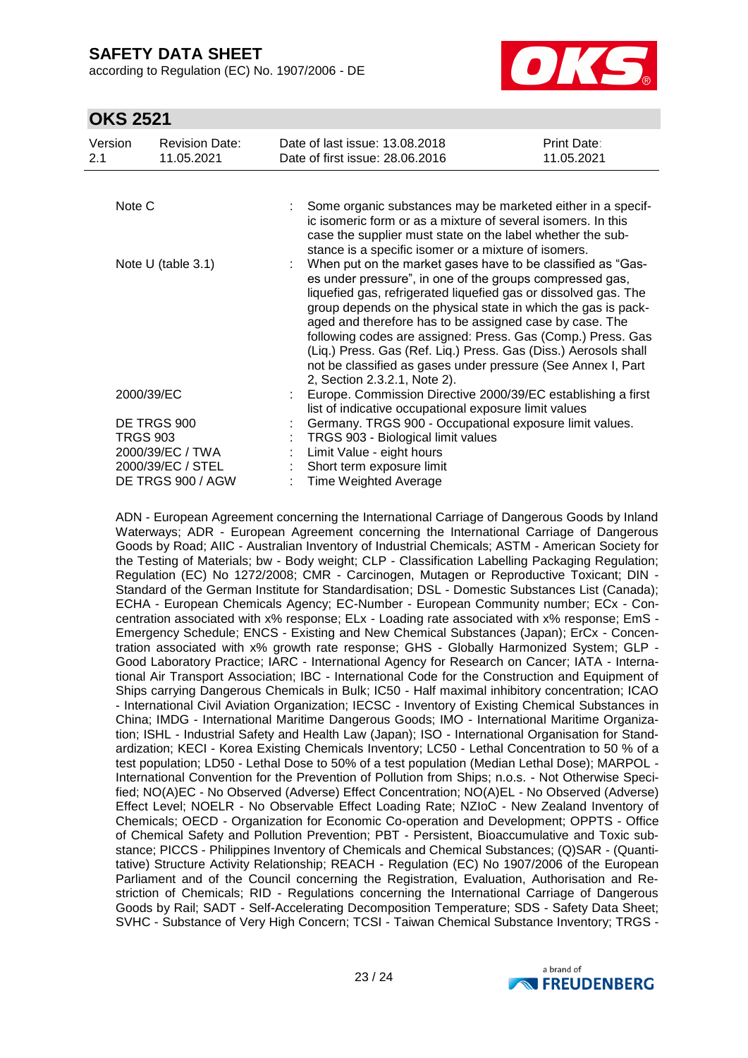| | | |
|---|---|---|
| Note C | : | Some organic substances may be marketed either in a specific isomeric form or as a mixture of several isomers. In this case the supplier must state on the label whether the substance is a specific isomer or a mixture of isomers. |
| Note U (table 3.1) | : | When put on the market gases have to be classified as "Gases under pressure", in one of the groups compressed gas, liquefied gas, refrigerated liquefied gas or dissolved gas. The group depends on the physical state in which the gas is packaged and therefore has to be assigned case by case. The following codes are assigned: Press. Gas (Comp.) Press. Gas (Liq.) Press. Gas (Ref. Liq.) Press. Gas (Diss.) Aerosols shall not be classified as gases under pressure (See Annex I, Part 2, Section 2.3.2.1, Note 2). |
| 2000/39/EC | : | Europe. Commission Directive 2000/39/EC establishing a first list of indicative occupational exposure limit values |
| DE TRGS 900 | : | Germany. TRGS 900 - Occupational exposure limit values. |
| TRGS 903 | : | TRGS 903 - Biological limit values |
| 2000/39/EC / TWA | : | Limit Value - eight hours |
| 2000/39/EC / STEL | : | Short term exposure limit |
| DE TRGS 900 / AGW | : | Time Weighted Average |

ADN - European Agreement concerning the International Carriage of Dangerous Goods by Inland Waterways; ADR - European Agreement concerning the International Carriage of Dangerous Goods by Road; AIIC - Australian Inventory of Industrial Chemicals; ASTM - American Society for the Testing of Materials; bw - Body weight; CLP - Classification Labelling Packaging Regulation; Regulation (EC) No 1272/2008; CMR - Carcinogen, Mutagen or Reproductive Toxicant; DIN - Standard of the German Institute for Standardisation; DSL - Domestic Substances List (Canada); ECHA - European Chemicals Agency; EC-Number - European Community number; ECx - Concentration associated with x% response; ELx - Loading rate associated with x% response; EmS - Emergency Schedule; ENCS - Existing and New Chemical Substances (Japan); ErCx - Concentration associated with x% growth rate response; GHS - Globally Harmonized System; GLP - Good Laboratory Practice; IARC - International Agency for Research on Cancer; IATA - International Air Transport Association; IBC - International Code for the Construction and Equipment of Ships carrying Dangerous Chemicals in Bulk; IC50 - Half maximal inhibitory concentration; ICAO - International Civil Aviation Organization; IECSC - Inventory of Existing Chemical Substances in China; IMDG - International Maritime Dangerous Goods; IMO - International Maritime Organization; ISHL - Industrial Safety and Health Law (Japan); ISO - International Organisation for Standardization; KECI - Korea Existing Chemicals Inventory; LC50 - Lethal Concentration to 50 % of a test population; LD50 - Lethal Dose to 50% of a test population (Median Lethal Dose); MARPOL - International Convention for the Prevention of Pollution from Ships; n.o.s. - Not Otherwise Specified; NO(A)EC - No Observed (Adverse) Effect Concentration; NO(A)EL - No Observed (Adverse) Effect Level; NOELR - No Observable Effect Loading Rate; NZIoC - New Zealand Inventory of Chemicals; OECD - Organization for Economic Co-operation and Development; OPPTS - Office of Chemical Safety and Pollution Prevention; PBT - Persistent, Bioaccumulative and Toxic substance; PICCS - Philippines Inventory of Chemicals and Chemical Substances; (Q)SAR - (Quantitative) Structure Activity Relationship; REACH - Regulation (EC) No 1907/2006 of the European Parliament and of the Council concerning the Registration, Evaluation, Authorisation and Restriction of Chemicals; RID - Regulations concerning the International Carriage of Dangerous Goods by Rail; SADT - Self-Accelerating Decomposition Temperature; SDS - Safety Data Sheet; SVHC - Substance of Very High Concern; TCSI - Taiwan Chemical Substance Inventory; TRGS -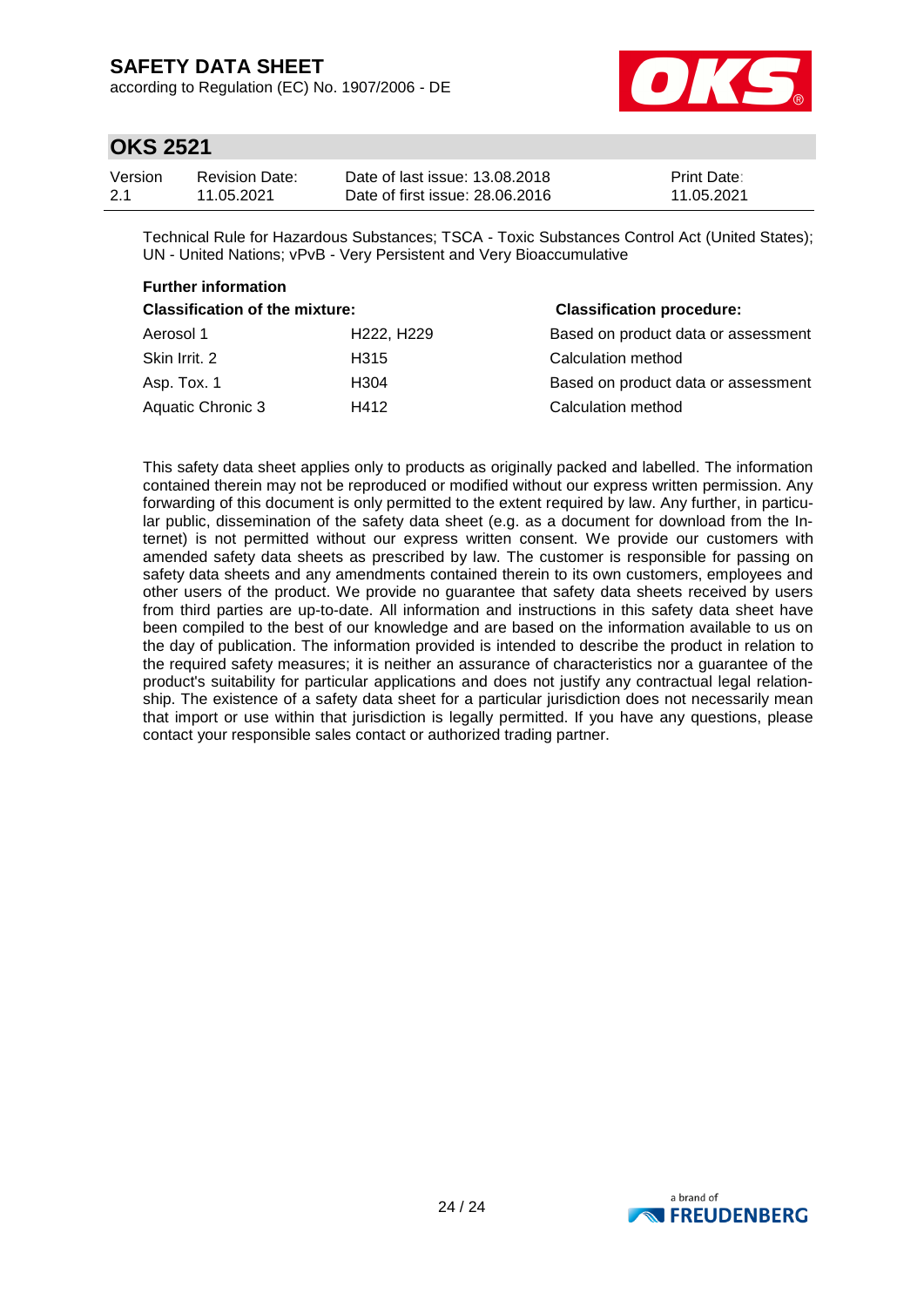Technical Rule for Hazardous Substances; TSCA - Toxic Substances Control Act (United States); UN - United Nations; vPvB - Very Persistent and Very Bioaccumulative

**Further information**

| Classification of the mixture: | | Classification procedure: |
|---|---|---|
| Aerosol 1 | H222, H229 | Based on product data or assessment |
| Skin Irrit. 2 | H315 | Calculation method |
| Asp. Tox. 1 | H304 | Based on product data or assessment |
| Aquatic Chronic 3 | H412 | Calculation method |

This safety data sheet applies only to products as originally packed and labelled. The information contained therein may not be reproduced or modified without our express written permission. Any forwarding of this document is only permitted to the extent required by law. Any further, in particular public, dissemination of the safety data sheet (e.g. as a document for download from the Internet) is not permitted without our express written consent. We provide our customers with amended safety data sheets as prescribed by law. The customer is responsible for passing on safety data sheets and any amendments contained therein to its own customers, employees and other users of the product. We provide no guarantee that safety data sheets received by users from third parties are up-to-date. All information and instructions in this safety data sheet have been compiled to the best of our knowledge and are based on the information available to us on the day of publication. The information provided is intended to describe the product in relation to the required safety measures; it is neither an assurance of characteristics nor a guarantee of the product's suitability for particular applications and does not justify any contractual legal relationship. The existence of a safety data sheet for a particular jurisdiction does not necessarily mean that import or use within that jurisdiction is legally permitted. If you have any questions, please contact your responsible sales contact or authorized trading partner.